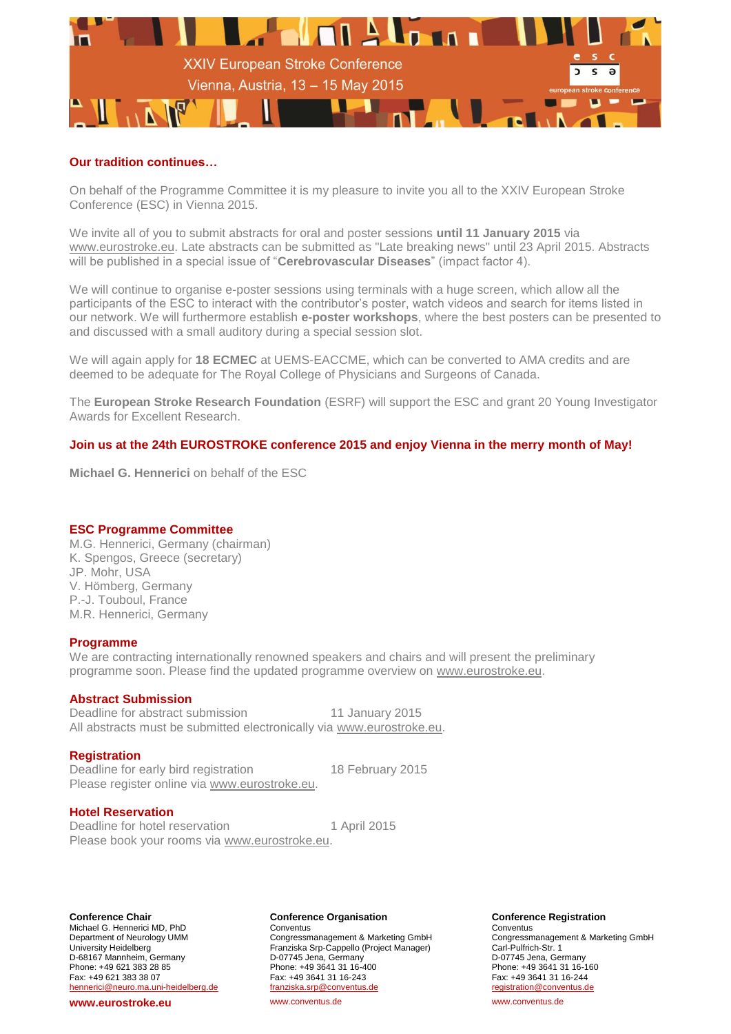XXIV European Stroke Conference
Vienna, Austria, 13 – 15 May 2015

european stroke conference

## Our tradition continues…

On behalf of the Programme Committee it is my pleasure to invite you all to the XXIV European Stroke Conference (ESC) in Vienna 2015.

We invite all of you to submit abstracts for oral and poster sessions **until 11 January 2015** via www.eurostroke.eu. Late abstracts can be submitted as "Late breaking news" until 23 April 2015. Abstracts will be published in a special issue of "**Cerebrovascular Diseases**" (impact factor 4).

We will continue to organise e-poster sessions using terminals with a huge screen, which allow all the participants of the ESC to interact with the contributor's poster, watch videos and search for items listed in our network. We will furthermore establish **e-poster workshops**, where the best posters can be presented to and discussed with a small auditory during a special session slot.

We will again apply for **18 ECMEC** at UEMS-EACCME, which can be converted to AMA credits and are deemed to be adequate for The Royal College of Physicians and Surgeons of Canada.

The **European Stroke Research Foundation** (ESRF) will support the ESC and grant 20 Young Investigator Awards for Excellent Research.

**Join us at the 24th EUROSTROKE conference 2015 and enjoy Vienna in the merry month of May!**

**Michael G. Hennerici** on behalf of the ESC

## ESC Programme Committee

M.G. Hennerici, Germany (chairman)
K. Spengos, Greece (secretary)
JP. Mohr, USA
V. Hömberg, Germany
P.-J. Touboul, France
M.R. Hennerici, Germany

## Programme

We are contracting internationally renowned speakers and chairs and will present the preliminary programme soon. Please find the updated programme overview on www.eurostroke.eu.

## Abstract Submission

Deadline for abstract submission 11 January 2015
All abstracts must be submitted electronically via www.eurostroke.eu.

## Registration

Deadline for early bird registration 18 February 2015
Please register online via www.eurostroke.eu.

## Hotel Reservation

Deadline for hotel reservation 1 April 2015
Please book your rooms via www.eurostroke.eu.

**Conference Chair**
Michael G. Hennerici MD, PhD
Department of Neurology UMM
University Heidelberg
D-68167 Mannheim, Germany
Phone: +49 621 383 28 85
Fax: +49 621 383 38 07
hennerici@neuro.ma.uni-heidelberg.de

**www.eurostroke.eu**

**Conference Organisation**
Conventus
Congressmanagement & Marketing GmbH
Franziska Srp-Cappello (Project Manager)
D-07745 Jena, Germany
Phone: +49 3641 31 16-400
Fax: +49 3641 31 16-243
franziska.srp@conventus.de

www.conventus.de

**Conference Registration**
Conventus
Congressmanagement & Marketing GmbH
Carl-Pulfrich-Str. 1
D-07745 Jena, Germany
Phone: +49 3641 31 16-160
Fax: +49 3641 31 16-244
registration@conventus.de

www.conventus.de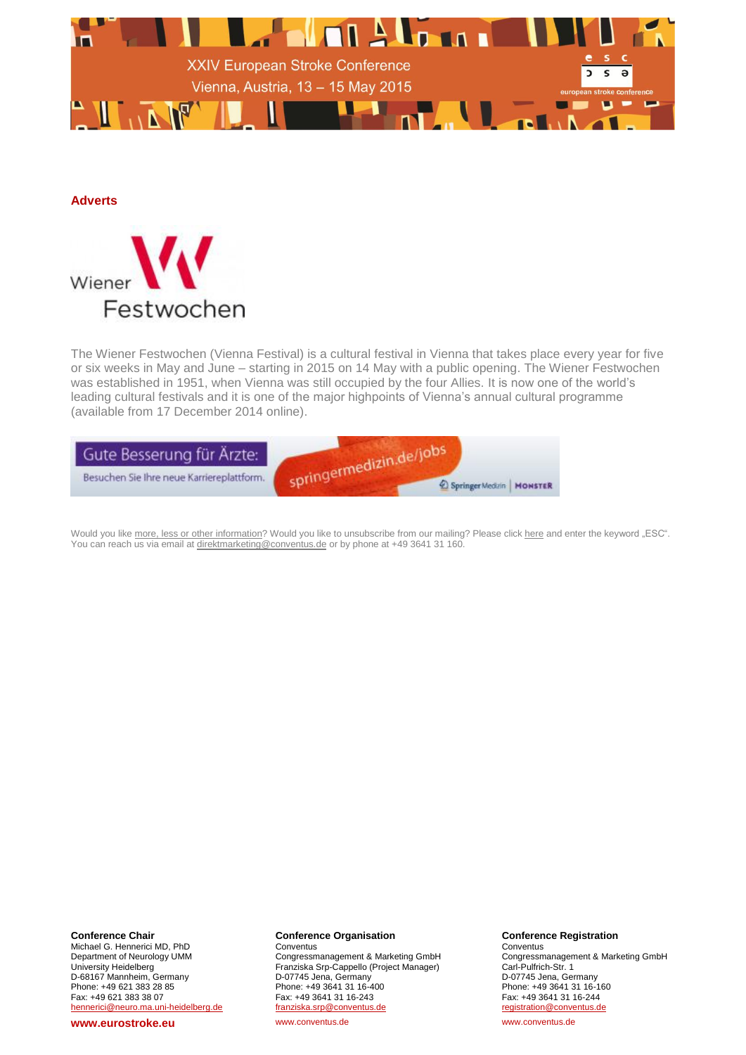## Adverts

Wiener Festwochen

The Wiener Festwochen (Vienna Festival) is a cultural festival in Vienna that takes place every year for five or six weeks in May and June – starting in 2015 on 14 May with a public opening. The Wiener Festwochen was established in 1951, when Vienna was still occupied by the four Allies. It is now one of the world's leading cultural festivals and it is one of the major highpoints of Vienna's annual cultural programme (available from 17 December 2014 online).

Gute Besserung für Ärzte:
Besuchen Sie Ihre neue Karriereplattform.
springermedizin.de/jobs
Springer Medizin | MONSTER

Would you like more, less or other information? Would you like to unsubscribe from our mailing? Please click here and enter the keyword „ESC". You can reach us via email at direktmarketing@conventus.de or by phone at +49 3641 31 160.

**Conference Chair**
Michael G. Hennerici MD, PhD
Department of Neurology UMM
University Heidelberg
D-68167 Mannheim, Germany
Phone: +49 621 383 28 85
Fax: +49 621 383 38 07
hennerici@neuro.ma.uni-heidelberg.de

**www.eurostroke.eu**

**Conference Organisation**
Conventus
Congressmanagement & Marketing GmbH
Franziska Srp-Cappello (Project Manager)
D-07745 Jena, Germany
Phone: +49 3641 31 16-400
Fax: +49 3641 31 16-243
franziska.srp@conventus.de

www.conventus.de

**Conference Registration**
Conventus
Congressmanagement & Marketing GmbH
Carl-Pulfrich-Str. 1
D-07745 Jena, Germany
Phone: +49 3641 31 16-160
Fax: +49 3641 31 16-244
registration@conventus.de

www.conventus.de